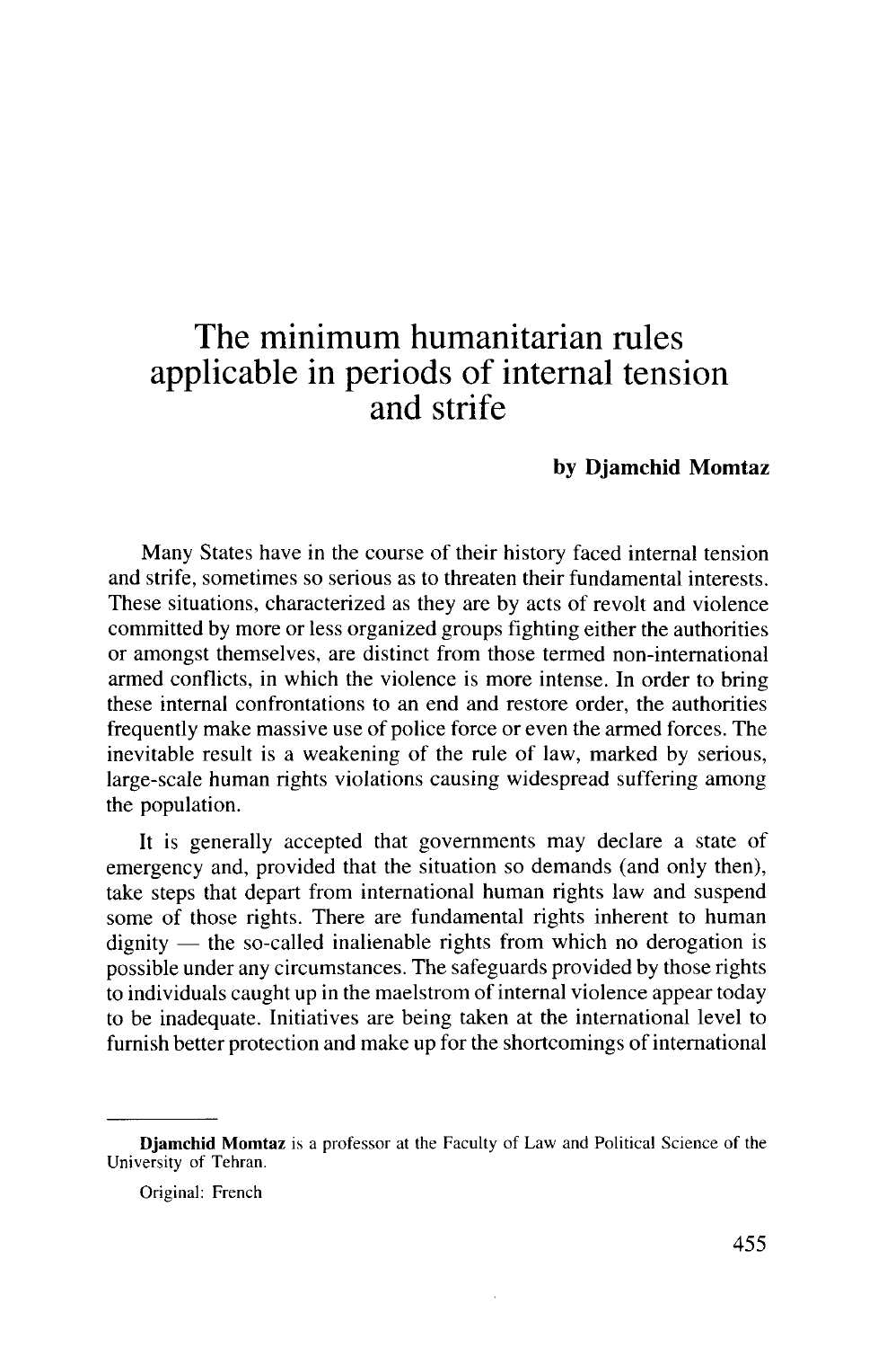# The minimum humanitarian rules applicable in periods of internal tension and strife

**by Djamchid Momtaz**

Many States have in the course of their history faced internal tension and strife, sometimes so serious as to threaten their fundamental interests. These situations, characterized as they are by acts of revolt and violence committed by more or less organized groups fighting either the authorities or amongst themselves, are distinct from those termed non-international armed conflicts, in which the violence is more intense. In order to bring these internal confrontations to an end and restore order, the authorities frequently make massive use of police force or even the armed forces. The inevitable result is a weakening of the rule of law, marked by serious, large-scale human rights violations causing widespread suffering among the population.

It is generally accepted that governments may declare a state of emergency and, provided that the situation so demands (and only then), take steps that depart from international human rights law and suspend some of those rights. There are fundamental rights inherent to human dignity — the so-called inalienable rights from which no derogation is possible under any circumstances. The safeguards provided by those rights to individuals caught up in the maelstrom of internal violence appear today to be inadequate. Initiatives are being taken at the international level to furnish better protection and make up for the shortcomings of international

---

**Djamchid Momtaz** is a professor at the Faculty of Law and Political Science of the University of Tehran.

Original: French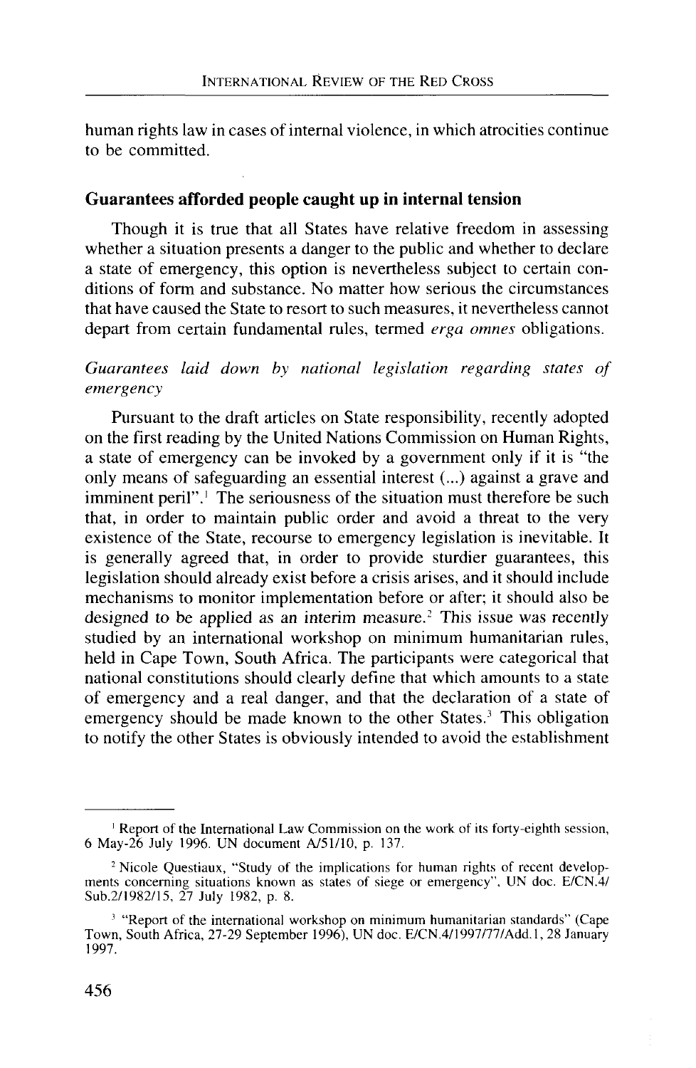human rights law in cases of internal violence, in which atrocities continue to be committed.

## Guarantees afforded people caught up in internal tension

Though it is true that all States have relative freedom in assessing whether a situation presents a danger to the public and whether to declare a state of emergency, this option is nevertheless subject to certain conditions of form and substance. No matter how serious the circumstances that have caused the State to resort to such measures, it nevertheless cannot depart from certain fundamental rules, termed *erga omnes* obligations.

### *Guarantees laid down by national legislation regarding states of emergency*

Pursuant to the draft articles on State responsibility, recently adopted on the first reading by the United Nations Commission on Human Rights, a state of emergency can be invoked by a government only if it is "the only means of safeguarding an essential interest (...) against a grave and imminent peril".[1] The seriousness of the situation must therefore be such that, in order to maintain public order and avoid a threat to the very existence of the State, recourse to emergency legislation is inevitable. It is generally agreed that, in order to provide sturdier guarantees, this legislation should already exist before a crisis arises, and it should include mechanisms to monitor implementation before or after; it should also be designed to be applied as an interim measure.[2] This issue was recently studied by an international workshop on minimum humanitarian rules, held in Cape Town, South Africa. The participants were categorical that national constitutions should clearly define that which amounts to a state of emergency and a real danger, and that the declaration of a state of emergency should be made known to the other States.[3] This obligation to notify the other States is obviously intended to avoid the establishment

---

[1] Report of the International Law Commission on the work of its forty-eighth session, 6 May-26 July 1996. UN document A/51/10, p. 137.

[2] Nicole Questiaux, "Study of the implications for human rights of recent developments concerning situations known as states of siege or emergency", UN doc. E/CN.4/Sub.2/1982/15, 27 July 1982, p. 8.

[3] "Report of the international workshop on minimum humanitarian standards" (Cape Town, South Africa, 27-29 September 1996), UN doc. E/CN.4/1997/77/Add.1, 28 January 1997.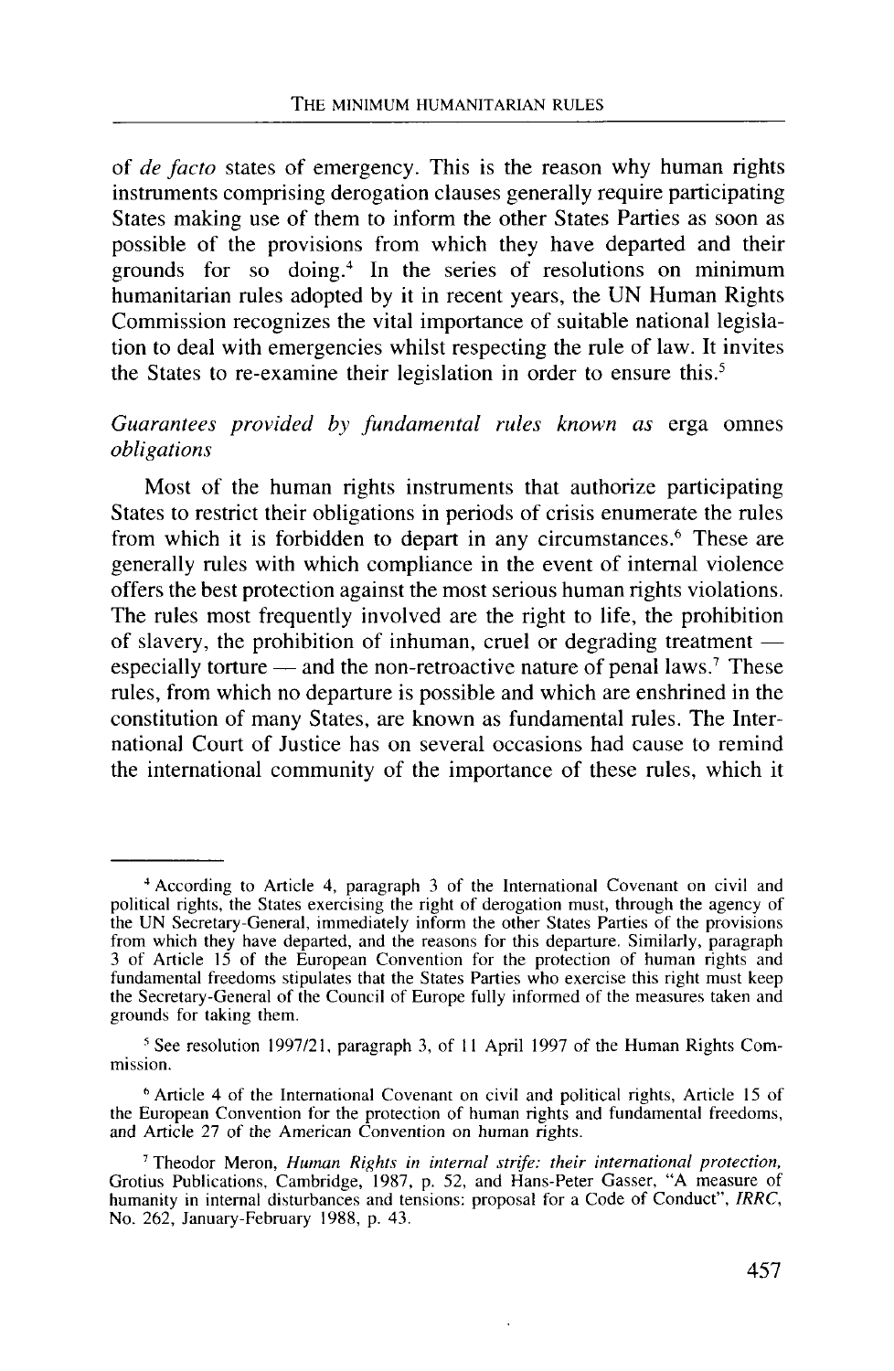of *de facto* states of emergency. This is the reason why human rights instruments comprising derogation clauses generally require participating States making use of them to inform the other States Parties as soon as possible of the provisions from which they have departed and their grounds for so doing.[4] In the series of resolutions on minimum humanitarian rules adopted by it in recent years, the UN Human Rights Commission recognizes the vital importance of suitable national legislation to deal with emergencies whilst respecting the rule of law. It invites the States to re-examine their legislation in order to ensure this.[5]

### *Guarantees provided by fundamental rules known as* erga omnes *obligations*

Most of the human rights instruments that authorize participating States to restrict their obligations in periods of crisis enumerate the rules from which it is forbidden to depart in any circumstances.[6] These are generally rules with which compliance in the event of internal violence offers the best protection against the most serious human rights violations. The rules most frequently involved are the right to life, the prohibition of slavery, the prohibition of inhuman, cruel or degrading treatment — especially torture — and the non-retroactive nature of penal laws.[7] These rules, from which no departure is possible and which are enshrined in the constitution of many States, are known as fundamental rules. The International Court of Justice has on several occasions had cause to remind the international community of the importance of these rules, which it

---

[4] According to Article 4, paragraph 3 of the International Covenant on civil and political rights, the States exercising the right of derogation must, through the agency of the UN Secretary-General, immediately inform the other States Parties of the provisions from which they have departed, and the reasons for this departure. Similarly, paragraph 3 of Article 15 of the European Convention for the protection of human rights and fundamental freedoms stipulates that the States Parties who exercise this right must keep the Secretary-General of the Council of Europe fully informed of the measures taken and grounds for taking them.

[5] See resolution 1997/21, paragraph 3, of 11 April 1997 of the Human Rights Commission.

[6] Article 4 of the International Covenant on civil and political rights, Article 15 of the European Convention for the protection of human rights and fundamental freedoms, and Article 27 of the American Convention on human rights.

[7] Theodor Meron, *Human Rights in internal strife: their international protection*, Grotius Publications, Cambridge, 1987, p. 52, and Hans-Peter Gasser, "A measure of humanity in internal disturbances and tensions: proposal for a Code of Conduct", *IRRC*, No. 262, January-February 1988, p. 43.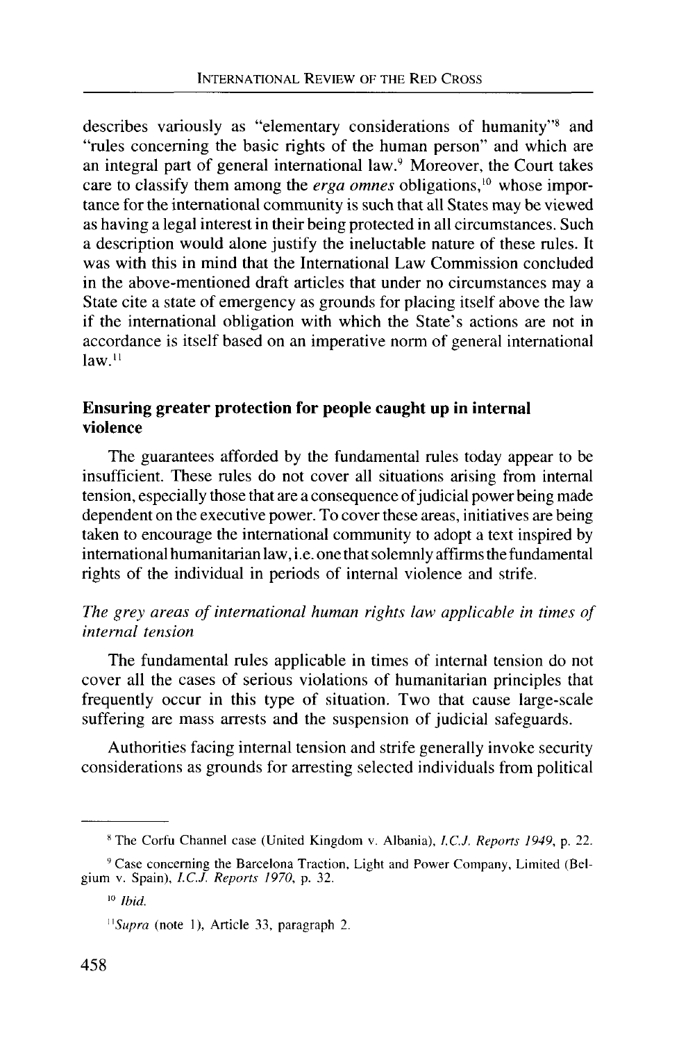describes variously as "elementary considerations of humanity"[8] and "rules concerning the basic rights of the human person" and which are an integral part of general international law.[9] Moreover, the Court takes care to classify them among the *erga omnes* obligations,[10] whose importance for the international community is such that all States may be viewed as having a legal interest in their being protected in all circumstances. Such a description would alone justify the ineluctable nature of these rules. It was with this in mind that the International Law Commission concluded in the above-mentioned draft articles that under no circumstances may a State cite a state of emergency as grounds for placing itself above the law if the international obligation with which the State's actions are not in accordance is itself based on an imperative norm of general international law.[11]

## Ensuring greater protection for people caught up in internal violence

The guarantees afforded by the fundamental rules today appear to be insufficient. These rules do not cover all situations arising from internal tension, especially those that are a consequence of judicial power being made dependent on the executive power. To cover these areas, initiatives are being taken to encourage the international community to adopt a text inspired by international humanitarian law, i.e. one that solemnly affirms the fundamental rights of the individual in periods of internal violence and strife.

### *The grey areas of international human rights law applicable in times of internal tension*

The fundamental rules applicable in times of internal tension do not cover all the cases of serious violations of humanitarian principles that frequently occur in this type of situation. Two that cause large-scale suffering are mass arrests and the suspension of judicial safeguards.

Authorities facing internal tension and strife generally invoke security considerations as grounds for arresting selected individuals from political

---

[8] The Corfu Channel case (United Kingdom v. Albania), *I.C.J. Reports 1949*, p. 22.

[9] Case concerning the Barcelona Traction, Light and Power Company, Limited (Belgium v. Spain), *I.C.J. Reports 1970*, p. 32.

[10] *Ibid.*

[11] *Supra* (note 1), Article 33, paragraph 2.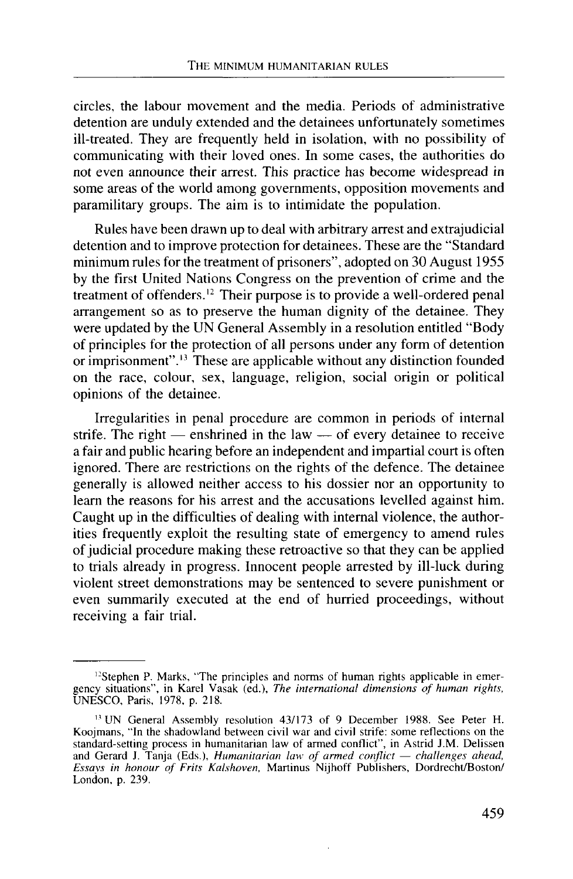circles, the labour movement and the media. Periods of administrative detention are unduly extended and the detainees unfortunately sometimes ill-treated. They are frequently held in isolation, with no possibility of communicating with their loved ones. In some cases, the authorities do not even announce their arrest. This practice has become widespread in some areas of the world among governments, opposition movements and paramilitary groups. The aim is to intimidate the population.

Rules have been drawn up to deal with arbitrary arrest and extrajudicial detention and to improve protection for detainees. These are the "Standard minimum rules for the treatment of prisoners", adopted on 30 August 1955 by the first United Nations Congress on the prevention of crime and the treatment of offenders.[12] Their purpose is to provide a well-ordered penal arrangement so as to preserve the human dignity of the detainee. They were updated by the UN General Assembly in a resolution entitled "Body of principles for the protection of all persons under any form of detention or imprisonment".[13] These are applicable without any distinction founded on the race, colour, sex, language, religion, social origin or political opinions of the detainee.

Irregularities in penal procedure are common in periods of internal strife. The right — enshrined in the law — of every detainee to receive a fair and public hearing before an independent and impartial court is often ignored. There are restrictions on the rights of the defence. The detainee generally is allowed neither access to his dossier nor an opportunity to learn the reasons for his arrest and the accusations levelled against him. Caught up in the difficulties of dealing with internal violence, the authorities frequently exploit the resulting state of emergency to amend rules of judicial procedure making these retroactive so that they can be applied to trials already in progress. Innocent people arrested by ill-luck during violent street demonstrations may be sentenced to severe punishment or even summarily executed at the end of hurried proceedings, without receiving a fair trial.

---

[12] Stephen P. Marks, "The principles and norms of human rights applicable in emergency situations", in Karel Vasak (ed.), *The international dimensions of human rights*, UNESCO, Paris, 1978, p. 218.

[13] UN General Assembly resolution 43/173 of 9 December 1988. See Peter H. Kooijmans, "In the shadowland between civil war and civil strife: some reflections on the standard-setting process in humanitarian law of armed conflict", in Astrid J.M. Delissen and Gerard J. Tanja (Eds.), *Humanitarian law of armed conflict — challenges ahead, Essays in honour of Frits Kalshoven*, Martinus Nijhoff Publishers, Dordrecht/Boston/London, p. 239.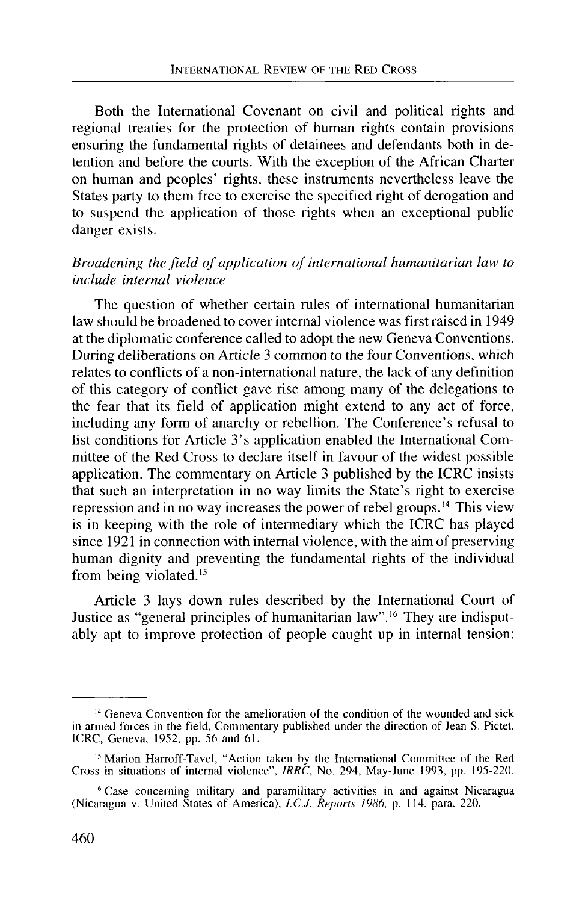Both the International Covenant on civil and political rights and regional treaties for the protection of human rights contain provisions ensuring the fundamental rights of detainees and defendants both in detention and before the courts. With the exception of the African Charter on human and peoples' rights, these instruments nevertheless leave the States party to them free to exercise the specified right of derogation and to suspend the application of those rights when an exceptional public danger exists.

*Broadening the field of application of international humanitarian law to include internal violence*

The question of whether certain rules of international humanitarian law should be broadened to cover internal violence was first raised in 1949 at the diplomatic conference called to adopt the new Geneva Conventions. During deliberations on Article 3 common to the four Conventions, which relates to conflicts of a non-international nature, the lack of any definition of this category of conflict gave rise among many of the delegations to the fear that its field of application might extend to any act of force, including any form of anarchy or rebellion. The Conference's refusal to list conditions for Article 3's application enabled the International Committee of the Red Cross to declare itself in favour of the widest possible application. The commentary on Article 3 published by the ICRC insists that such an interpretation in no way limits the State's right to exercise repression and in no way increases the power of rebel groups.[14] This view is in keeping with the role of intermediary which the ICRC has played since 1921 in connection with internal violence, with the aim of preserving human dignity and preventing the fundamental rights of the individual from being violated.[15]

Article 3 lays down rules described by the International Court of Justice as "general principles of humanitarian law".[16] They are indisputably apt to improve protection of people caught up in internal tension:

---

[14] Geneva Convention for the amelioration of the condition of the wounded and sick in armed forces in the field, Commentary published under the direction of Jean S. Pictet, ICRC, Geneva, 1952, pp. 56 and 61.

[15] Marion Harroff-Tavel, "Action taken by the International Committee of the Red Cross in situations of internal violence", *IRRC*, No. 294, May-June 1993, pp. 195-220.

[16] Case concerning military and paramilitary activities in and against Nicaragua (Nicaragua v. United States of America), *I.C.J. Reports 1986*, p. 114, para. 220.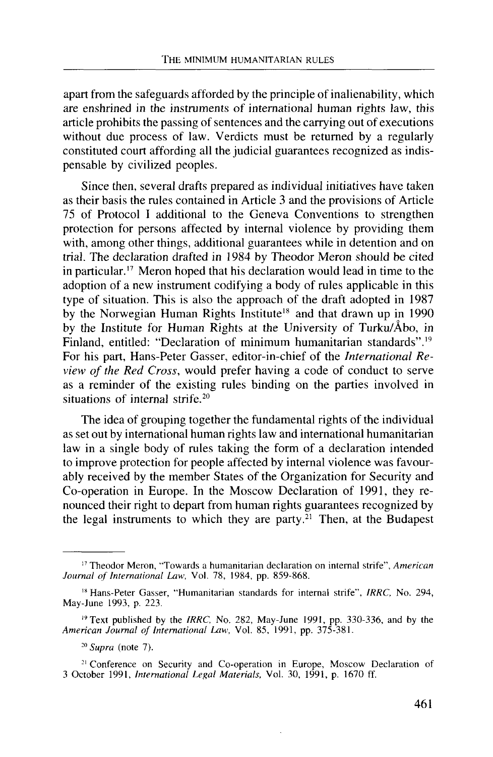apart from the safeguards afforded by the principle of inalienability, which are enshrined in the instruments of international human rights law, this article prohibits the passing of sentences and the carrying out of executions without due process of law. Verdicts must be returned by a regularly constituted court affording all the judicial guarantees recognized as indispensable by civilized peoples.

Since then, several drafts prepared as individual initiatives have taken as their basis the rules contained in Article 3 and the provisions of Article 75 of Protocol I additional to the Geneva Conventions to strengthen protection for persons affected by internal violence by providing them with, among other things, additional guarantees while in detention and on trial. The declaration drafted in 1984 by Theodor Meron should be cited in particular.[17] Meron hoped that his declaration would lead in time to the adoption of a new instrument codifying a body of rules applicable in this type of situation. This is also the approach of the draft adopted in 1987 by the Norwegian Human Rights Institute[18] and that drawn up in 1990 by the Institute for Human Rights at the University of Turku/Åbo, in Finland, entitled: "Declaration of minimum humanitarian standards".[19] For his part, Hans-Peter Gasser, editor-in-chief of the *International Review of the Red Cross*, would prefer having a code of conduct to serve as a reminder of the existing rules binding on the parties involved in situations of internal strife.[20]

The idea of grouping together the fundamental rights of the individual as set out by international human rights law and international humanitarian law in a single body of rules taking the form of a declaration intended to improve protection for people affected by internal violence was favourably received by the member States of the Organization for Security and Co-operation in Europe. In the Moscow Declaration of 1991, they renounced their right to depart from human rights guarantees recognized by the legal instruments to which they are party.[21] Then, at the Budapest

---

[17] Theodor Meron, "Towards a humanitarian declaration on internal strife", *American Journal of International Law*, Vol. 78, 1984, pp. 859-868.

[18] Hans-Peter Gasser, "Humanitarian standards for internal strife", *IRRC*, No. 294, May-June 1993, p. 223.

[19] Text published by the *IRRC*, No. 282, May-June 1991, pp. 330-336, and by the *American Journal of International Law*, Vol. 85, 1991, pp. 375-381.

[20] *Supra* (note 7).

[21] Conference on Security and Co-operation in Europe, Moscow Declaration of 3 October 1991, *International Legal Materials*, Vol. 30, 1991, p. 1670 ff.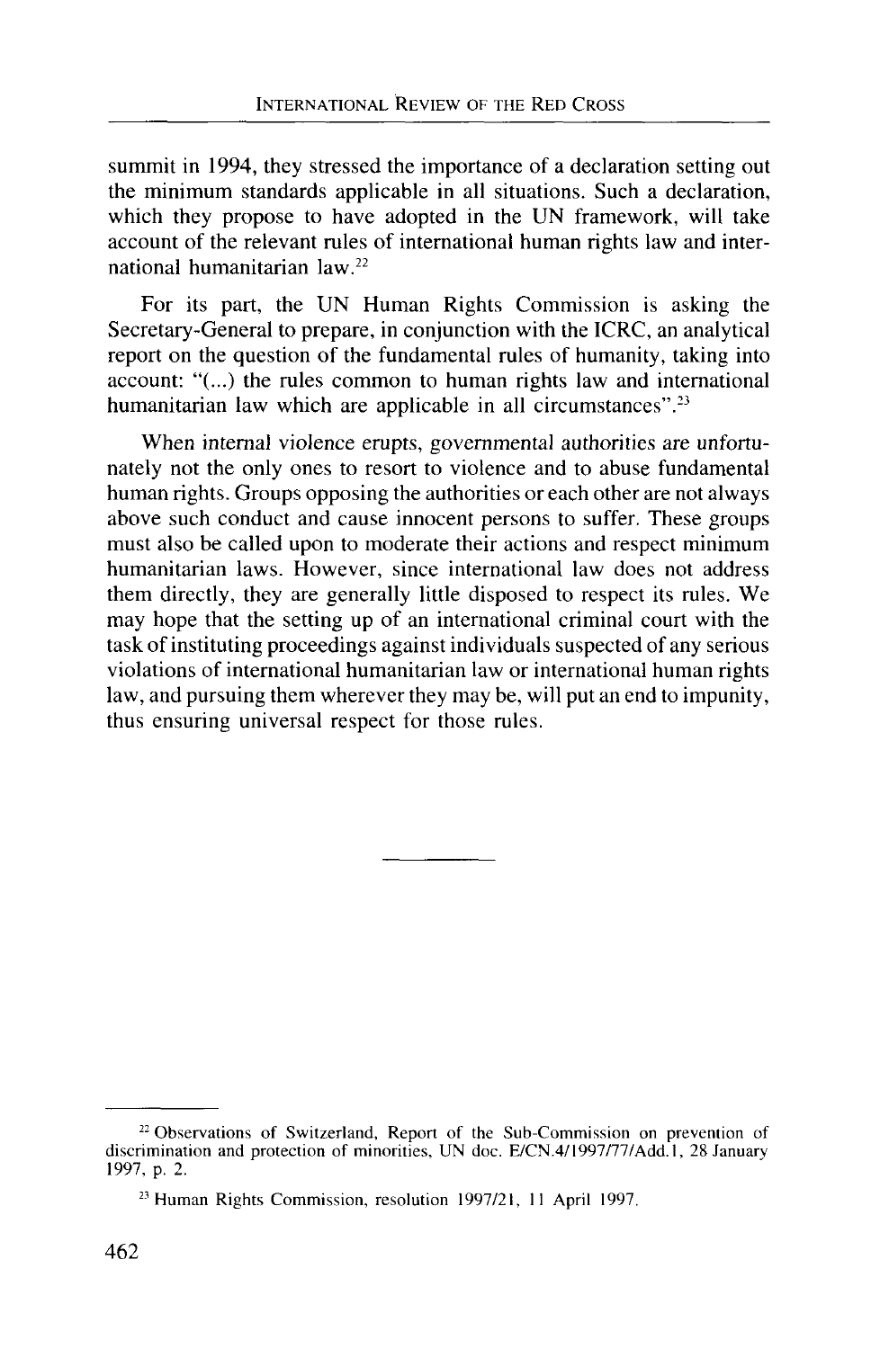summit in 1994, they stressed the importance of a declaration setting out the minimum standards applicable in all situations. Such a declaration, which they propose to have adopted in the UN framework, will take account of the relevant rules of international human rights law and international humanitarian law.[22]

For its part, the UN Human Rights Commission is asking the Secretary-General to prepare, in conjunction with the ICRC, an analytical report on the question of the fundamental rules of humanity, taking into account: "(...) the rules common to human rights law and international humanitarian law which are applicable in all circumstances".[23]

When internal violence erupts, governmental authorities are unfortunately not the only ones to resort to violence and to abuse fundamental human rights. Groups opposing the authorities or each other are not always above such conduct and cause innocent persons to suffer. These groups must also be called upon to moderate their actions and respect minimum humanitarian laws. However, since international law does not address them directly, they are generally little disposed to respect its rules. We may hope that the setting up of an international criminal court with the task of instituting proceedings against individuals suspected of any serious violations of international humanitarian law or international human rights law, and pursuing them wherever they may be, will put an end to impunity, thus ensuring universal respect for those rules.

---

[22] Observations of Switzerland, Report of the Sub-Commission on prevention of discrimination and protection of minorities, UN doc. E/CN.4/1997/77/Add.1, 28 January 1997, p. 2.

[23] Human Rights Commission, resolution 1997/21, 11 April 1997.